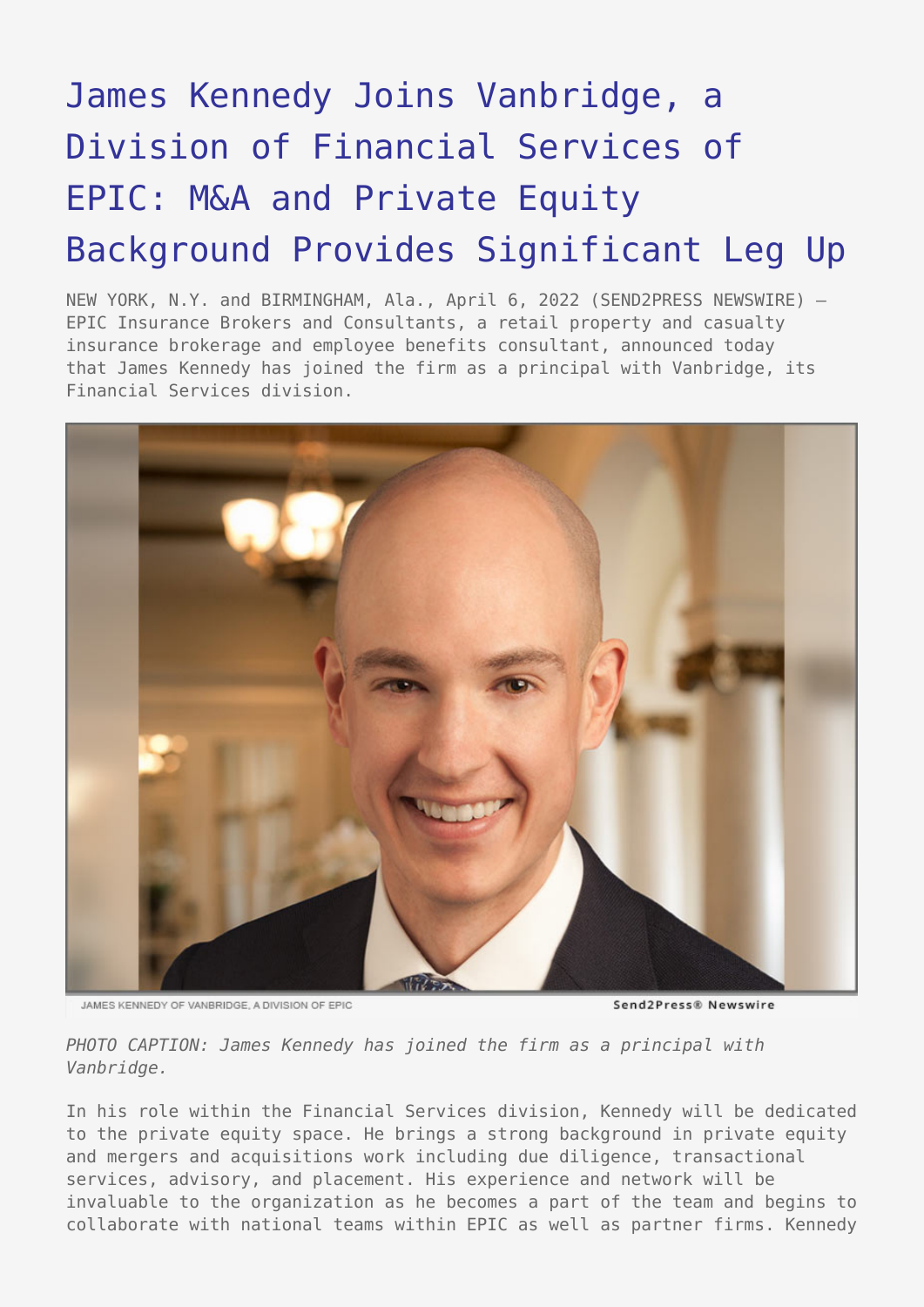# James Kennedy Joins Vanbridge, a Division of Financial Services of EPIC: M&A and Private Equity Background Provides Significant Leg Up

NEW YORK, N.Y. and BIRMINGHAM, Ala., April 6, 2022 (SEND2PRESS NEWSWIRE) — EPIC Insurance Brokers and Consultants, a retail property and casualty insurance brokerage and employee benefits consultant, announced today that James Kennedy has joined the firm as a principal with Vanbridge, its Financial Services division.

JAMES KENNEDY OF VANBRIDGE, A DIVISION OF EPIC

Send2Press® Newswire

*PHOTO CAPTION: James Kennedy has joined the firm as a principal with Vanbridge.*

In his role within the Financial Services division, Kennedy will be dedicated to the private equity space. He brings a strong background in private equity and mergers and acquisitions work including due diligence, transactional services, advisory, and placement. His experience and network will be invaluable to the organization as he becomes a part of the team and begins to collaborate with national teams within EPIC as well as partner firms. Kennedy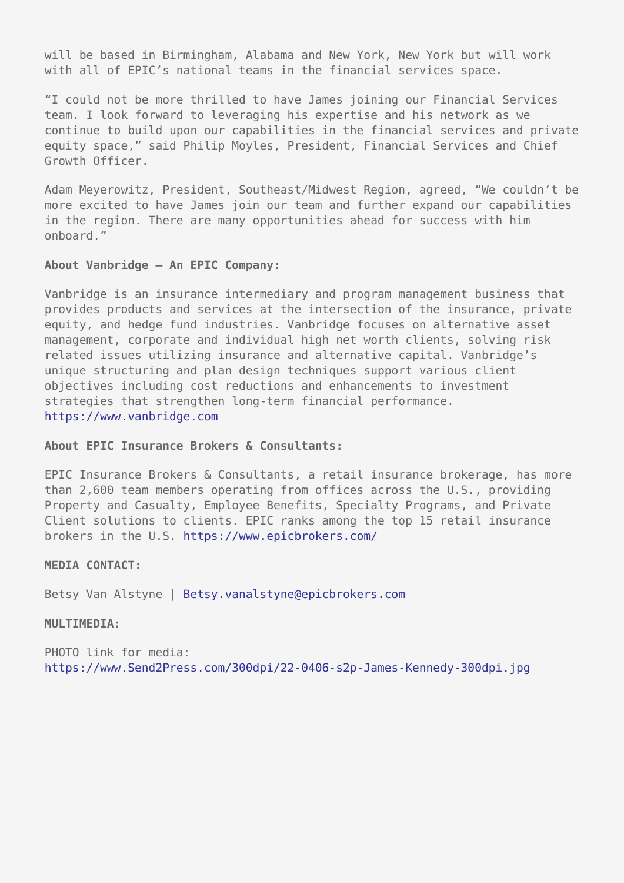will be based in Birmingham, Alabama and New York, New York but will work with all of EPIC's national teams in the financial services space.

"I could not be more thrilled to have James joining our Financial Services team. I look forward to leveraging his expertise and his network as we continue to build upon our capabilities in the financial services and private equity space," said Philip Moyles, President, Financial Services and Chief Growth Officer.

Adam Meyerowitz, President, Southeast/Midwest Region, agreed, "We couldn't be more excited to have James join our team and further expand our capabilities in the region. There are many opportunities ahead for success with him onboard."

**About Vanbridge – An EPIC Company:**

Vanbridge is an insurance intermediary and program management business that provides products and services at the intersection of the insurance, private equity, and hedge fund industries. Vanbridge focuses on alternative asset management, corporate and individual high net worth clients, solving risk related issues utilizing insurance and alternative capital. Vanbridge's unique structuring and plan design techniques support various client objectives including cost reductions and enhancements to investment strategies that strengthen long-term financial performance. https://www.vanbridge.com

**About EPIC Insurance Brokers & Consultants:**

EPIC Insurance Brokers & Consultants, a retail insurance brokerage, has more than 2,600 team members operating from offices across the U.S., providing Property and Casualty, Employee Benefits, Specialty Programs, and Private Client solutions to clients. EPIC ranks among the top 15 retail insurance brokers in the U.S. https://www.epicbrokers.com/

**MEDIA CONTACT:**

Betsy Van Alstyne | Betsy.vanalstyne@epicbrokers.com

**MULTIMEDIA:**

PHOTO link for media: https://www.Send2Press.com/300dpi/22-0406-s2p-James-Kennedy-300dpi.jpg